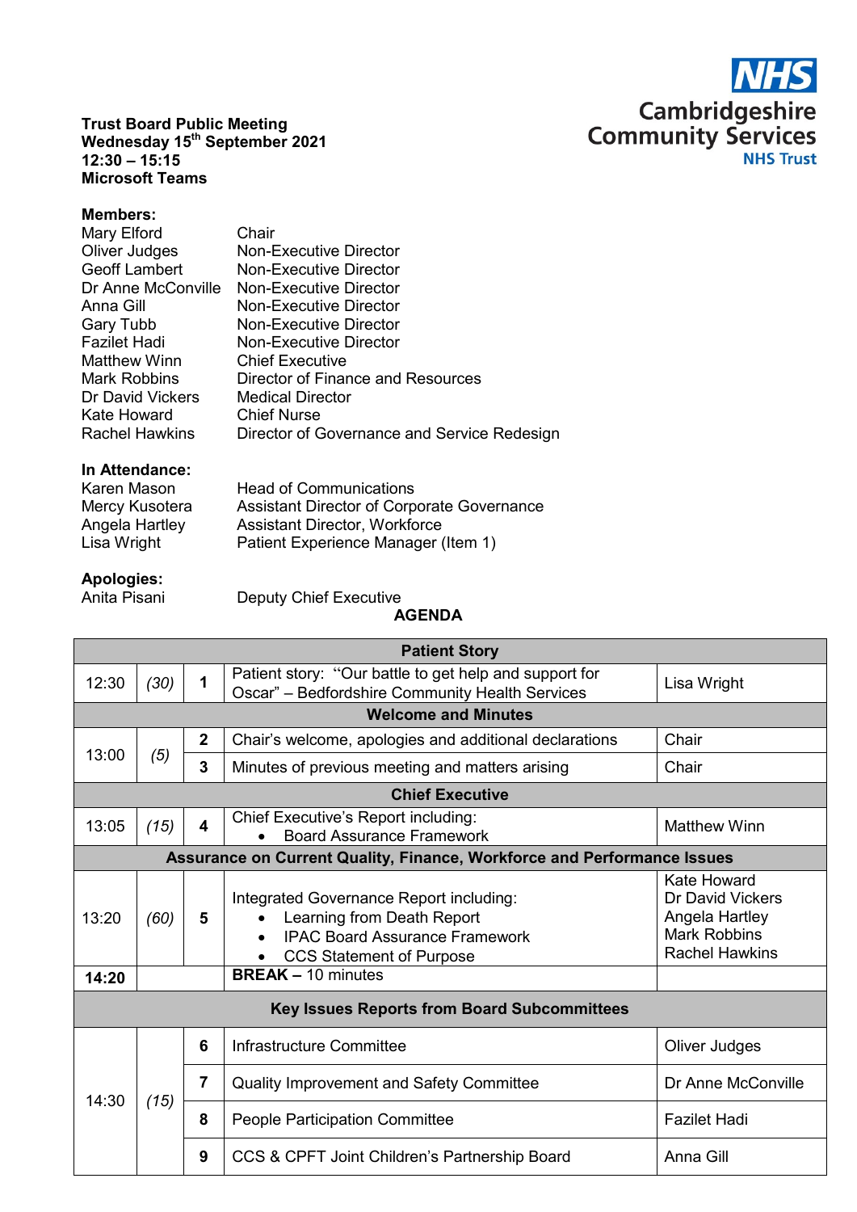**NHS Cambridgeshire Community Services NHS Trust**

**Trust Board Public Meeting**
**Wednesday 15th September 2021**
**12:30 – 15:15**
**Microsoft Teams**

**Members:**

| | |
|---|---|
| Mary Elford | Chair |
| Oliver Judges | Non-Executive Director |
| Geoff Lambert | Non-Executive Director |
| Dr Anne McConville | Non-Executive Director |
| Anna Gill | Non-Executive Director |
| Gary Tubb | Non-Executive Director |
| Fazilet Hadi | Non-Executive Director |
| Matthew Winn | Chief Executive |
| Mark Robbins | Director of Finance and Resources |
| Dr David Vickers | Medical Director |
| Kate Howard | Chief Nurse |
| Rachel Hawkins | Director of Governance and Service Redesign |

**In Attendance:**

| | |
|---|---|
| Karen Mason | Head of Communications |
| Mercy Kusotera | Assistant Director of Corporate Governance |
| Angela Hartley | Assistant Director, Workforce |
| Lisa Wright | Patient Experience Manager (Item 1) |

**Apologies:**

| | |
|---|---|
| Anita Pisani | Deputy Chief Executive |

**AGENDA**

| | | | | |
|---|---|---|---|---|
| **Patient Story** | | | | |
| 12:30 | (30) | 1 | Patient story: "Our battle to get help and support for Oscar" – Bedfordshire Community Health Services | Lisa Wright |
| **Welcome and Minutes** | | | | |
| 13:00 | (5) | 2 | Chair's welcome, apologies and additional declarations | Chair |
| | | 3 | Minutes of previous meeting and matters arising | Chair |
| **Chief Executive** | | | | |
| 13:05 | (15) | 4 | Chief Executive's Report including:<br>• Board Assurance Framework | Matthew Winn |
| **Assurance on Current Quality, Finance, Workforce and Performance Issues** | | | | |
| 13:20 | (60) | 5 | Integrated Governance Report including:<br>• Learning from Death Report<br>• IPAC Board Assurance Framework<br>• CCS Statement of Purpose | Kate Howard<br>Dr David Vickers<br>Angela Hartley<br>Mark Robbins<br>Rachel Hawkins |
| **14:20** | | | **BREAK** – 10 minutes | |
| **Key Issues Reports from Board Subcommittees** | | | | |
| 14:30 | (15) | 6 | Infrastructure Committee | Oliver Judges |
| | | 7 | Quality Improvement and Safety Committee | Dr Anne McConville |
| | | 8 | People Participation Committee | Fazilet Hadi |
| | | 9 | CCS & CPFT Joint Children's Partnership Board | Anna Gill |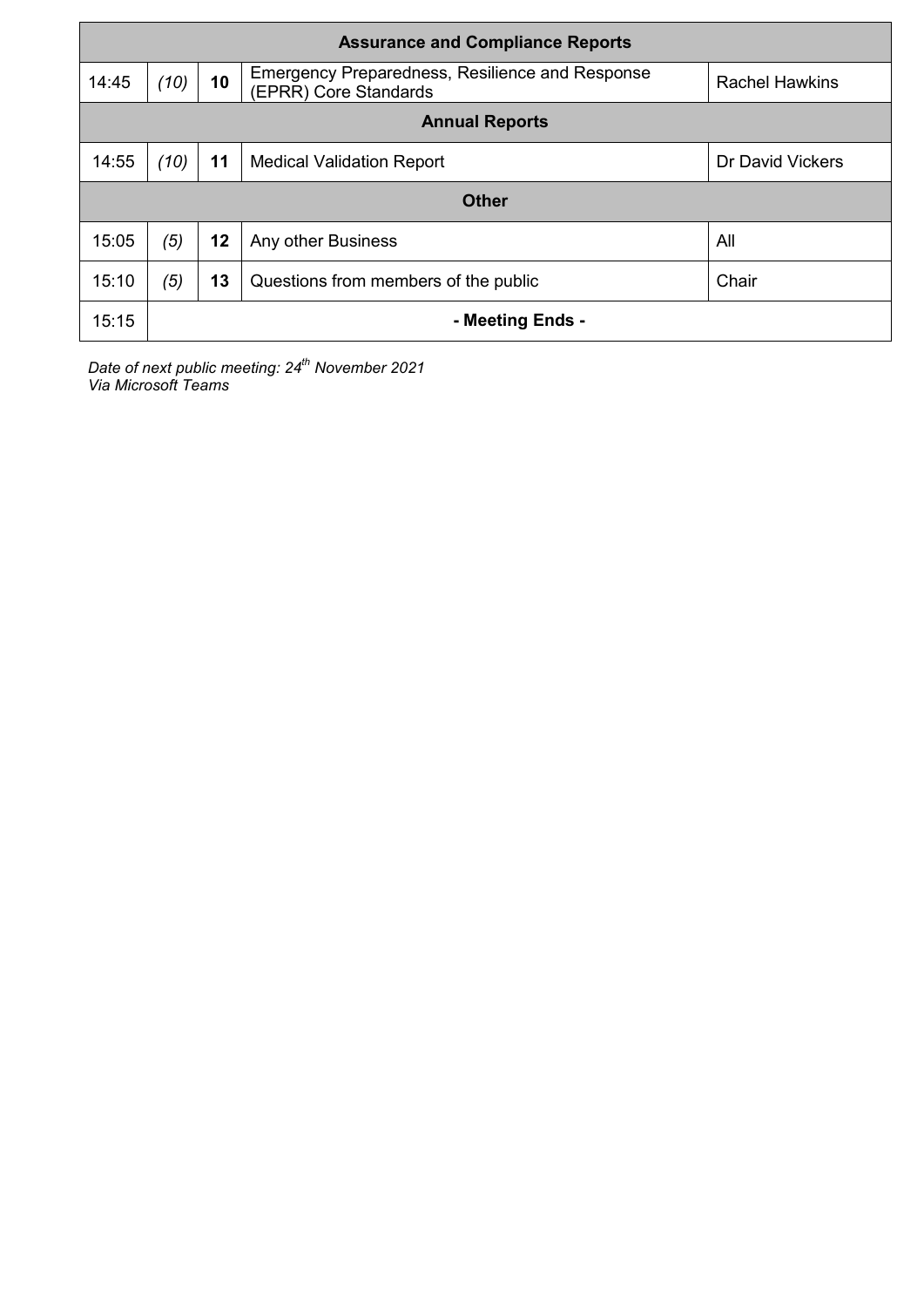| | | | | |
|---|---|---|---|---|
| **Assurance and Compliance Reports** | | | | |
| 14:45 | *(10)* | **10** | Emergency Preparedness, Resilience and Response (EPRR) Core Standards | Rachel Hawkins |
| **Annual Reports** | | | | |
| 14:55 | *(10)* | **11** | Medical Validation Report | Dr David Vickers |
| **Other** | | | | |
| 15:05 | *(5)* | **12** | Any other Business | All |
| 15:10 | *(5)* | **13** | Questions from members of the public | Chair |
| 15:15 | **- Meeting Ends -** | | | |

*Date of next public meeting: 24th November 2021*
*Via Microsoft Teams*